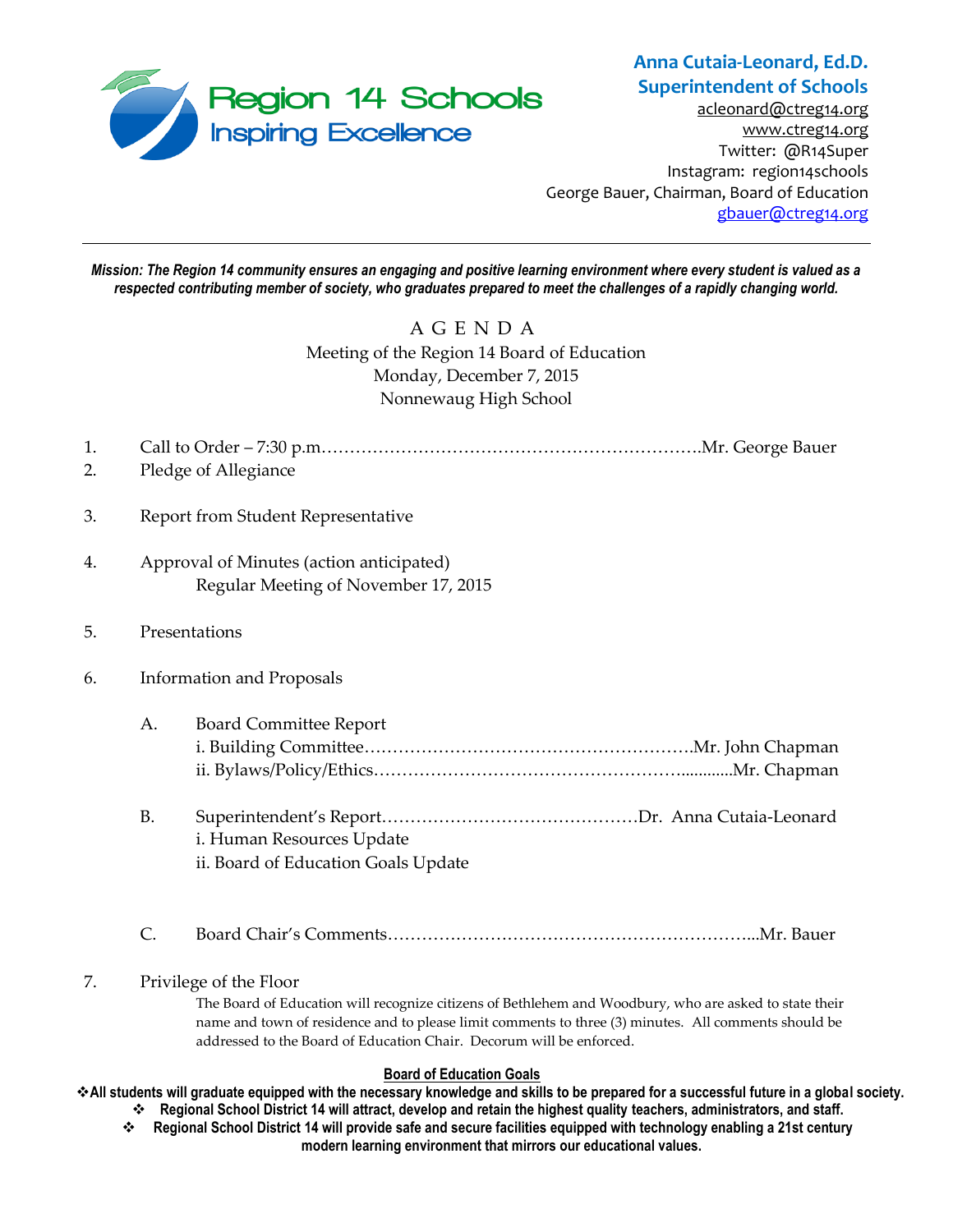Region 14 Schools
Inspiring Excellence

**Anna Cutaia-Leonard, Ed.D.**
**Superintendent of Schools**
acleonard@ctreg14.org
www.ctreg14.org
Twitter: @R14Super
Instagram: region14schools
George Bauer, Chairman, Board of Education
gbauer@ctreg14.org

---

***Mission: The Region 14 community ensures an engaging and positive learning environment where every student is valued as a respected contributing member of society, who graduates prepared to meet the challenges of a rapidly changing world.***

# A G E N D A

Meeting of the Region 14 Board of Education
Monday, December 7, 2015
Nonnewaug High School

1. Call to Order – 7:30 p.m………………………………………………………….Mr. George Bauer
2. Pledge of Allegiance
3. Report from Student Representative
4. Approval of Minutes (action anticipated)
   Regular Meeting of November 17, 2015
5. Presentations
6. Information and Proposals

   A. Board Committee Report
      i. Building Committee………………………………………………….Mr. John Chapman
      ii. Bylaws/Policy/Ethics………………………………………………...........Mr. Chapman

   B. Superintendent's Report………………………………………Dr. Anna Cutaia-Leonard
      i. Human Resources Update
      ii. Board of Education Goals Update

   C. Board Chair's Comments………………………………………………………...Mr. Bauer

7. Privilege of the Floor
   The Board of Education will recognize citizens of Bethlehem and Woodbury, who are asked to state their name and town of residence and to please limit comments to three (3) minutes. All comments should be addressed to the Board of Education Chair. Decorum will be enforced.

**Board of Education Goals**

- **All students will graduate equipped with the necessary knowledge and skills to be prepared for a successful future in a global society.**
- **Regional School District 14 will attract, develop and retain the highest quality teachers, administrators, and staff.**
- **Regional School District 14 will provide safe and secure facilities equipped with technology enabling a 21st century modern learning environment that mirrors our educational values.**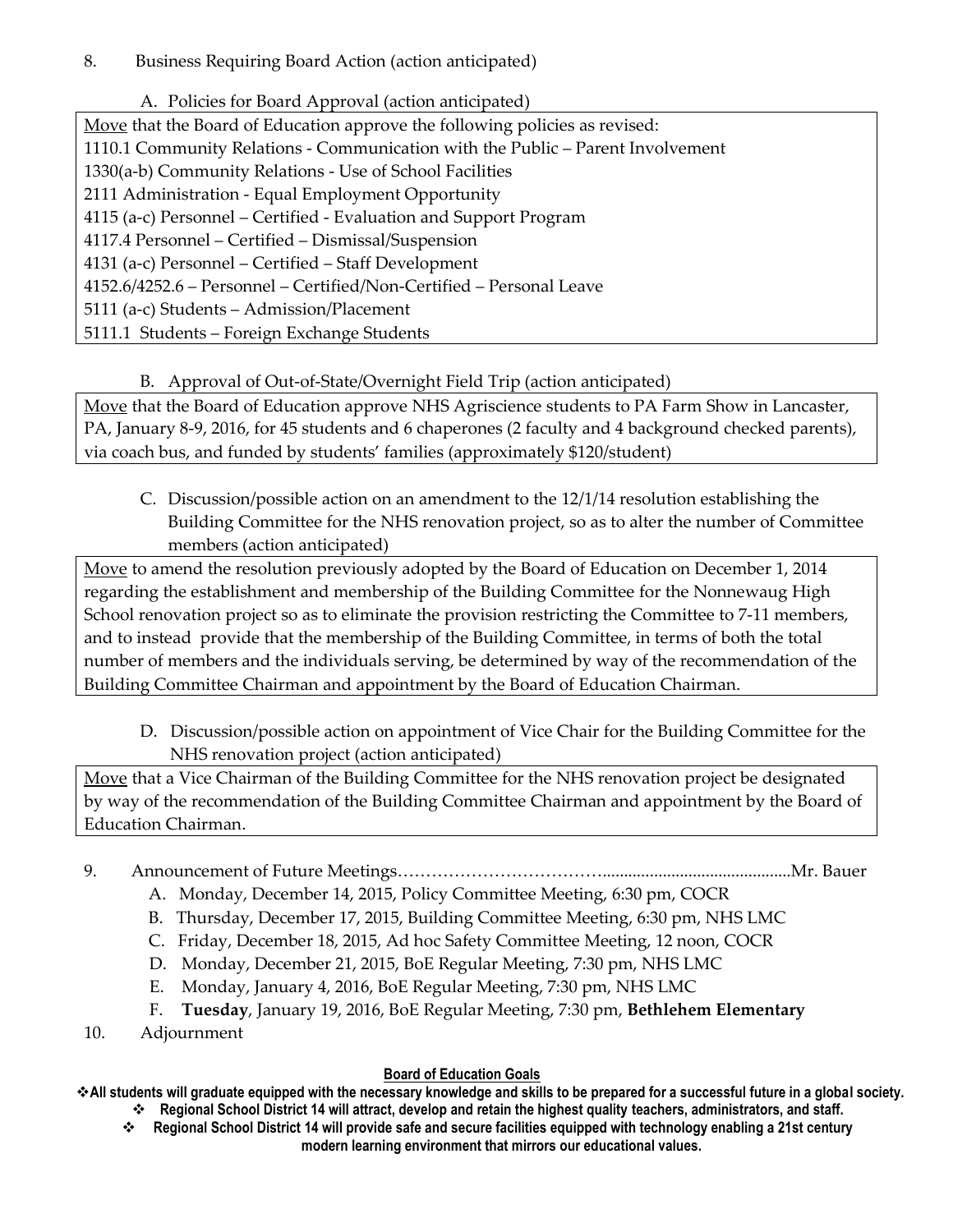8. Business Requiring Board Action (action anticipated)

A. Policies for Board Approval (action anticipated)

Move that the Board of Education approve the following policies as revised:
1110.1 Community Relations - Communication with the Public – Parent Involvement
1330(a-b) Community Relations - Use of School Facilities
2111 Administration - Equal Employment Opportunity
4115 (a-c) Personnel – Certified - Evaluation and Support Program
4117.4 Personnel – Certified – Dismissal/Suspension
4131 (a-c) Personnel – Certified – Staff Development
4152.6/4252.6 – Personnel – Certified/Non-Certified – Personal Leave
5111 (a-c) Students – Admission/Placement
5111.1 Students – Foreign Exchange Students

B. Approval of Out-of-State/Overnight Field Trip (action anticipated)

Move that the Board of Education approve NHS Agriscience students to PA Farm Show in Lancaster, PA, January 8-9, 2016, for 45 students and 6 chaperones (2 faculty and 4 background checked parents), via coach bus, and funded by students' families (approximately $120/student)

C. Discussion/possible action on an amendment to the 12/1/14 resolution establishing the Building Committee for the NHS renovation project, so as to alter the number of Committee members (action anticipated)

Move to amend the resolution previously adopted by the Board of Education on December 1, 2014 regarding the establishment and membership of the Building Committee for the Nonnewaug High School renovation project so as to eliminate the provision restricting the Committee to 7-11 members, and to instead provide that the membership of the Building Committee, in terms of both the total number of members and the individuals serving, be determined by way of the recommendation of the Building Committee Chairman and appointment by the Board of Education Chairman.

D. Discussion/possible action on appointment of Vice Chair for the Building Committee for the NHS renovation project (action anticipated)

Move that a Vice Chairman of the Building Committee for the NHS renovation project be designated by way of the recommendation of the Building Committee Chairman and appointment by the Board of Education Chairman.

9. Announcement of Future Meetings……………………………………………………………Mr. Bauer
   A. Monday, December 14, 2015, Policy Committee Meeting, 6:30 pm, COCR
   B. Thursday, December 17, 2015, Building Committee Meeting, 6:30 pm, NHS LMC
   C. Friday, December 18, 2015, Ad hoc Safety Committee Meeting, 12 noon, COCR
   D. Monday, December 21, 2015, BoE Regular Meeting, 7:30 pm, NHS LMC
   E. Monday, January 4, 2016, BoE Regular Meeting, 7:30 pm, NHS LMC
   F. **Tuesday**, January 19, 2016, BoE Regular Meeting, 7:30 pm, **Bethlehem Elementary**
10. Adjournment

**Board of Education Goals**

- **All students will graduate equipped with the necessary knowledge and skills to be prepared for a successful future in a global society.**
- **Regional School District 14 will attract, develop and retain the highest quality teachers, administrators, and staff.**
- **Regional School District 14 will provide safe and secure facilities equipped with technology enabling a 21st century modern learning environment that mirrors our educational values.**